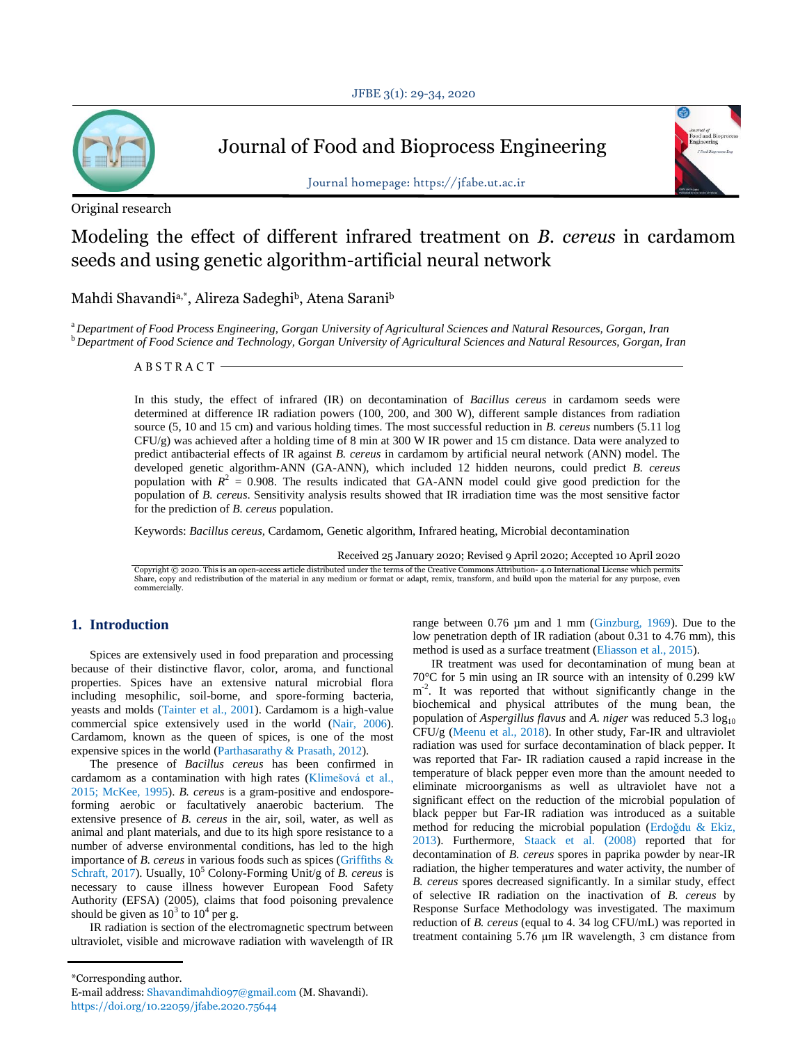Journal of Food and Bioprocess Engineering

Journal homepage: https://jfabe.ut.ac.ir

Original research

# Modeling the effect of different infrared treatment on *B. cereus* in cardamom seeds and using genetic algorithm-artificial neural network

Mahdi Shavandi[a,*], Alireza Sadeghi[b], Atena Sarani[b]

[a] *Department of Food Process Engineering, Gorgan University of Agricultural Sciences and Natural Resources, Gorgan, Iran*
[b] *Department of Food Science and Technology, Gorgan University of Agricultural Sciences and Natural Resources, Gorgan, Iran*

## ABSTRACT

In this study, the effect of infrared (IR) on decontamination of *Bacillus cereus* in cardamom seeds were determined at difference IR radiation powers (100, 200, and 300 W), different sample distances from radiation source (5, 10 and 15 cm) and various holding times. The most successful reduction in *B. cereus* numbers (5.11 log CFU/g) was achieved after a holding time of 8 min at 300 W IR power and 15 cm distance. Data were analyzed to predict antibacterial effects of IR against *B. cereus* in cardamom by artificial neural network (ANN) model. The developed genetic algorithm-ANN (GA-ANN), which included 12 hidden neurons, could predict *B. cereus* population with $R^2$ = 0.908. The results indicated that GA-ANN model could give good prediction for the population of *B. cereus*. Sensitivity analysis results showed that IR irradiation time was the most sensitive factor for the prediction of *B. cereus* population.

Keywords: *Bacillus cereus*, Cardamom, Genetic algorithm, Infrared heating, Microbial decontamination

Received 25 January 2020; Revised 9 April 2020; Accepted 10 April 2020

Copyright © 2020. This is an open-access article distributed under the terms of the Creative Commons Attribution- 4.0 International License which permits Share, copy and redistribution of the material in any medium or format or adapt, remix, transform, and build upon the material for any purpose, even commercially.

## 1. Introduction

Spices are extensively used in food preparation and processing because of their distinctive flavor, color, aroma, and functional properties. Spices have an extensive natural microbial flora including mesophilic, soil-borne, and spore-forming bacteria, yeasts and molds (Tainter et al., 2001). Cardamom is a high-value commercial spice extensively used in the world (Nair, 2006). Cardamom, known as the queen of spices, is one of the most expensive spices in the world (Parthasarathy & Prasath, 2012).

The presence of *Bacillus cereus* has been confirmed in cardamom as a contamination with high rates (Klimešová et al., 2015; McKee, 1995). *B. cereus* is a gram-positive and endospore-forming aerobic or facultatively anaerobic bacterium. The extensive presence of *B. cereus* in the air, soil, water, as well as animal and plant materials, and due to its high spore resistance to a number of adverse environmental conditions, has led to the high importance of *B. cereus* in various foods such as spices (Griffiths & Schraft, 2017). Usually, $10^5$ Colony-Forming Unit/g of *B. cereus* is necessary to cause illness however European Food Safety Authority (EFSA) (2005), claims that food poisoning prevalence should be given as $10^3$ to $10^4$ per g.

IR radiation is section of the electromagnetic spectrum between ultraviolet, visible and microwave radiation with wavelength of IR range between 0.76 µm and 1 mm (Ginzburg, 1969). Due to the low penetration depth of IR radiation (about 0.31 to 4.76 mm), this method is used as a surface treatment (Eliasson et al., 2015).

IR treatment was used for decontamination of mung bean at 70°C for 5 min using an IR source with an intensity of 0.299 kW $m^{-2}$. It was reported that without significantly change in the biochemical and physical attributes of the mung bean, the population of *Aspergillus flavus* and *A. niger* was reduced 5.3 $log_{10}$ CFU/g (Meenu et al., 2018). In other study, Far-IR and ultraviolet radiation was used for surface decontamination of black pepper. It was reported that Far- IR radiation caused a rapid increase in the temperature of black pepper even more than the amount needed to eliminate microorganisms as well as ultraviolet have not a significant effect on the reduction of the microbial population of black pepper but Far-IR radiation was introduced as a suitable method for reducing the microbial population (Erdoğdu & Ekiz, 2013). Furthermore, Staack et al. (2008) reported that for decontamination of *B. cereus* spores in paprika powder by near-IR radiation, the higher temperatures and water activity, the number of *B. cereus* spores decreased significantly. In a similar study, effect of selective IR radiation on the inactivation of *B. cereus* by Response Surface Methodology was investigated. The maximum reduction of *B. cereus* (equal to 4. 34 log CFU/mL) was reported in treatment containing 5.76 µm IR wavelength, 3 cm distance from

*Corresponding author.
E-mail address: Shavandimahdi097@gmail.com (M. Shavandi).
https://doi.org/10.22059/jfabe.2020.75644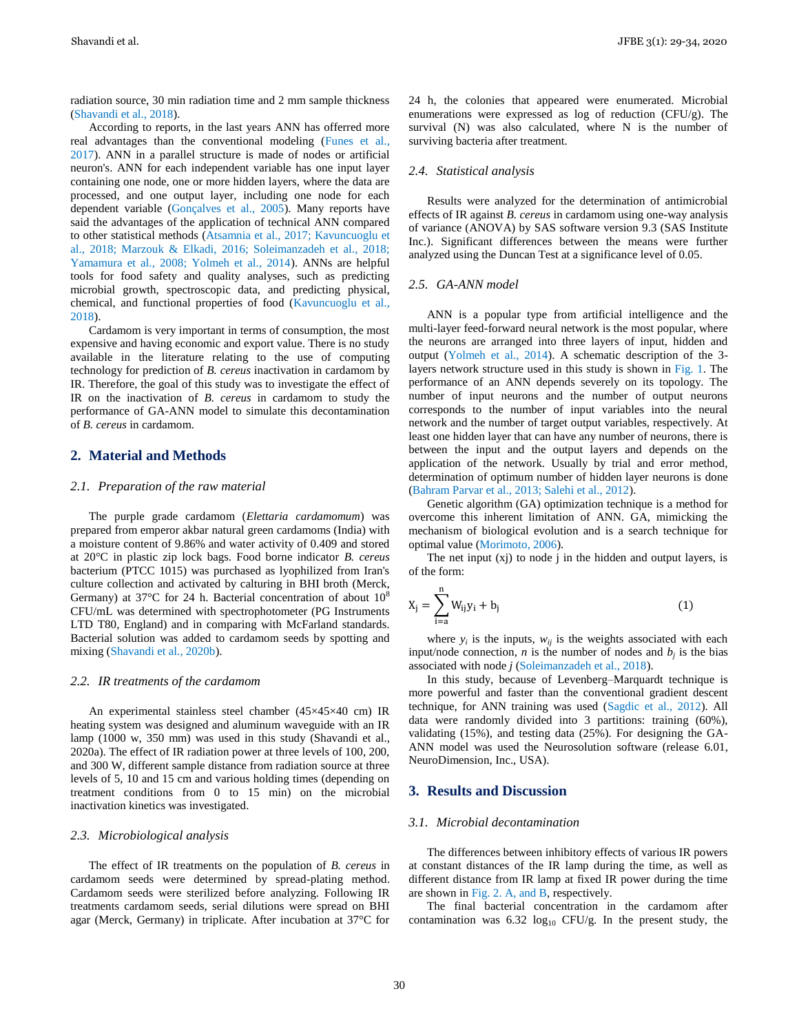radiation source, 30 min radiation time and 2 mm sample thickness (Shavandi et al., 2018).

According to reports, in the last years ANN has offerred more real advantages than the conventional modeling (Funes et al., 2017). ANN in a parallel structure is made of nodes or artificial neuron's. ANN for each independent variable has one input layer containing one node, one or more hidden layers, where the data are processed, and one output layer, including one node for each dependent variable (Gonçalves et al., 2005). Many reports have said the advantages of the application of technical ANN compared to other statistical methods (Atsamnia et al., 2017; Kavuncuoglu et al., 2018; Marzouk & Elkadi, 2016; Soleimanzadeh et al., 2018; Yamamura et al., 2008; Yolmeh et al., 2014). ANNs are helpful tools for food safety and quality analyses, such as predicting microbial growth, spectroscopic data, and predicting physical, chemical, and functional properties of food (Kavuncuoglu et al., 2018).

Cardamom is very important in terms of consumption, the most expensive and having economic and export value. There is no study available in the literature relating to the use of computing technology for prediction of *B. cereus* inactivation in cardamom by IR. Therefore, the goal of this study was to investigate the effect of IR on the inactivation of *B. cereus* in cardamom to study the performance of GA-ANN model to simulate this decontamination of *B. cereus* in cardamom.

## 2. Material and Methods

### 2.1. Preparation of the raw material

The purple grade cardamom (*Elettaria cardamomum*) was prepared from emperor akbar natural green cardamoms (India) with a moisture content of 9.86% and water activity of 0.409 and stored at 20°C in plastic zip lock bags. Food borne indicator *B. cereus* bacterium (PTCC 1015) was purchased as lyophilized from Iran's culture collection and activated by calturing in BHI broth (Merck, Germany) at 37°C for 24 h. Bacterial concentration of about $10^8$ CFU/mL was determined with spectrophotometer (PG Instruments LTD T80, England) and in comparing with McFarland standards. Bacterial solution was added to cardamom seeds by spotting and mixing (Shavandi et al., 2020b).

### 2.2. IR treatments of the cardamom

An experimental stainless steel chamber (45×45×40 cm) IR heating system was designed and aluminum waveguide with an IR lamp (1000 w, 350 mm) was used in this study (Shavandi et al., 2020a). The effect of IR radiation power at three levels of 100, 200, and 300 W, different sample distance from radiation source at three levels of 5, 10 and 15 cm and various holding times (depending on treatment conditions from 0 to 15 min) on the microbial inactivation kinetics was investigated.

### 2.3. Microbiological analysis

The effect of IR treatments on the population of *B. cereus* in cardamom seeds were determined by spread-plating method. Cardamom seeds were sterilized before analyzing. Following IR treatments cardamom seeds, serial dilutions were spread on BHI agar (Merck, Germany) in triplicate. After incubation at 37°C for 24 h, the colonies that appeared were enumerated. Microbial enumerations were expressed as log of reduction (CFU/g). The survival (N) was also calculated, where N is the number of surviving bacteria after treatment.

### 2.4. Statistical analysis

Results were analyzed for the determination of antimicrobial effects of IR against *B. cereus* in cardamom using one-way analysis of variance (ANOVA) by SAS software version 9.3 (SAS Institute Inc.). Significant differences between the means were further analyzed using the Duncan Test at a significance level of 0.05.

### 2.5. GA-ANN model

ANN is a popular type from artificial intelligence and the multi-layer feed-forward neural network is the most popular, where the neurons are arranged into three layers of input, hidden and output (Yolmeh et al., 2014). A schematic description of the 3-layers network structure used in this study is shown in Fig. 1. The performance of an ANN depends severely on its topology. The number of input neurons and the number of output neurons corresponds to the number of input variables into the neural network and the number of target output variables, respectively. At least one hidden layer that can have any number of neurons, there is between the input and the output layers and depends on the application of the network. Usually by trial and error method, determination of optimum number of hidden layer neurons is done (Bahram Parvar et al., 2013; Salehi et al., 2012).

Genetic algorithm (GA) optimization technique is a method for overcome this inherent limitation of ANN. GA, mimicking the mechanism of biological evolution and is a search technique for optimal value (Morimoto, 2006).

The net input (xj) to node j in the hidden and output layers, is of the form:

$$X_j = \sum_{i=a}^{n} W_{ij} y_i + b_j \qquad (1)$$

where $y_i$ is the inputs, $w_{ij}$ is the weights associated with each input/node connection, $n$ is the number of nodes and $b_j$ is the bias associated with node $j$ (Soleimanzadeh et al., 2018).

In this study, because of Levenberg–Marquardt technique is more powerful and faster than the conventional gradient descent technique, for ANN training was used (Sagdic et al., 2012). All data were randomly divided into 3 partitions: training (60%), validating (15%), and testing data (25%). For designing the GA-ANN model was used the Neurosolution software (release 6.01, NeuroDimension, Inc., USA).

## 3. Results and Discussion

### 3.1. Microbial decontamination

The differences between inhibitory effects of various IR powers at constant distances of the IR lamp during the time, as well as different distance from IR lamp at fixed IR power during the time are shown in Fig. 2. A, and B, respectively.

The final bacterial concentration in the cardamom after contamination was 6.32 $\log_{10}$ CFU/g. In the present study, the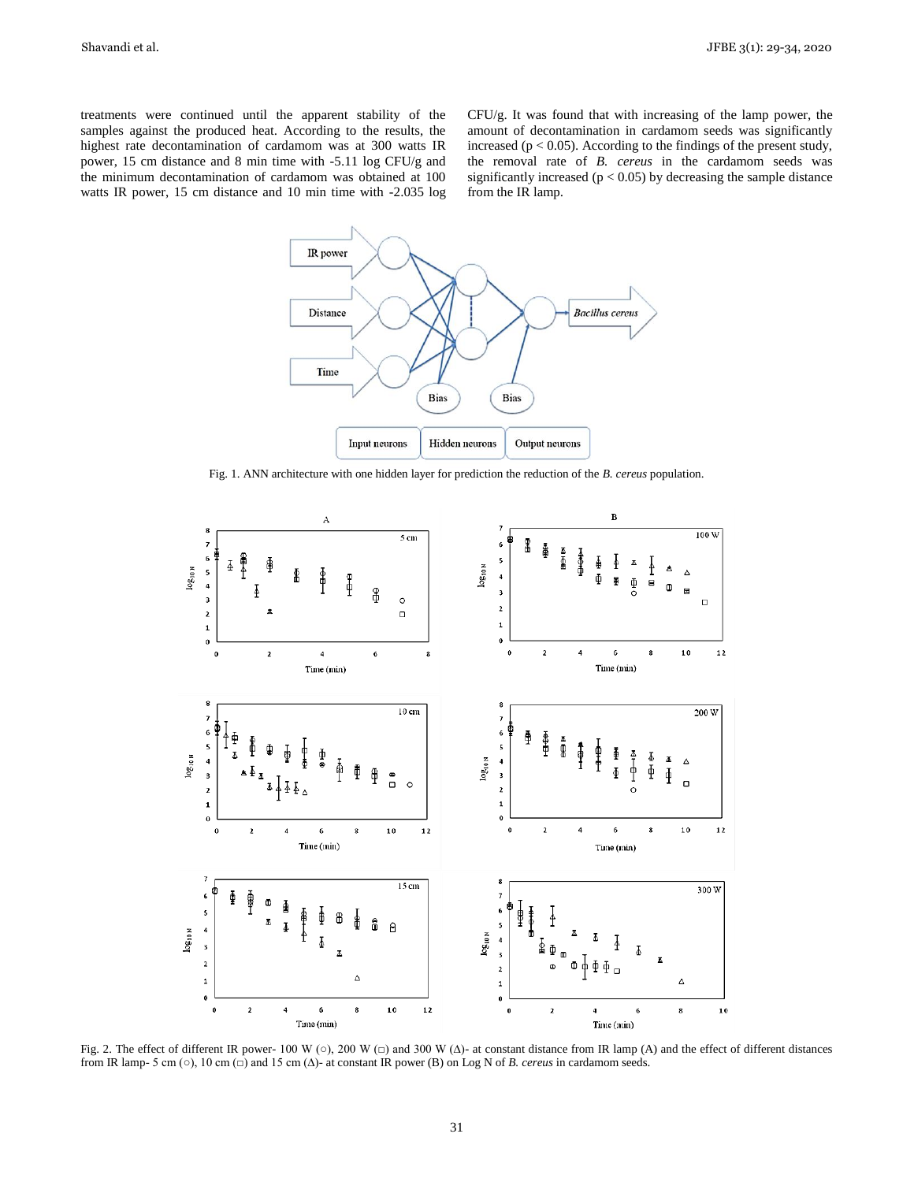treatments were continued until the apparent stability of the samples against the produced heat. According to the results, the highest rate decontamination of cardamom was at 300 watts IR power, 15 cm distance and 8 min time with -5.11 log CFU/g and the minimum decontamination of cardamom was obtained at 100 watts IR power, 15 cm distance and 10 min time with -2.035 log CFU/g. It was found that with increasing of the lamp power, the amount of decontamination in cardamom seeds was significantly increased ($p < 0.05$). According to the findings of the present study, the removal rate of *B. cereus* in the cardamom seeds was significantly increased ($p < 0.05$) by decreasing the sample distance from the IR lamp.

Fig. 1. ANN architecture with one hidden layer for prediction the reduction of the *B. cereus* population.

Fig. 2. The effect of different IR power- 100 W (○), 200 W (□) and 300 W (Δ)- at constant distance from IR lamp (A) and the effect of different distances from IR lamp- 5 cm (○), 10 cm (□) and 15 cm (Δ)- at constant IR power (B) on Log N of *B. cereus* in cardamom seeds.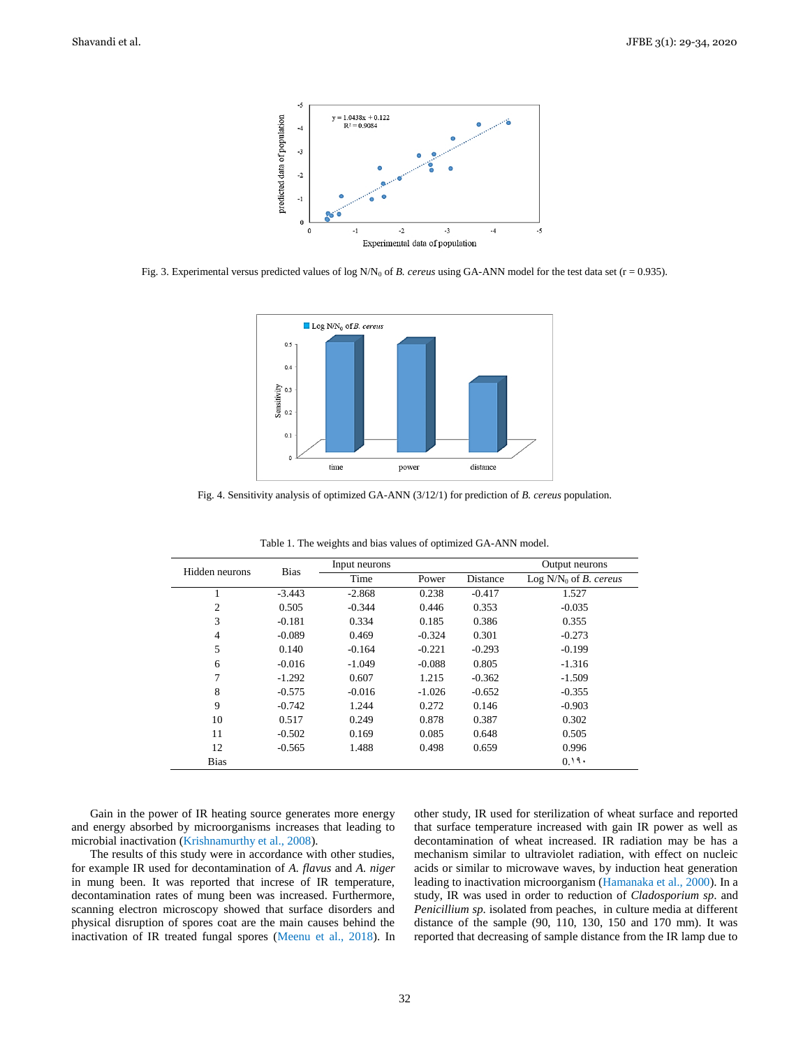Fig. 3. Experimental versus predicted values of log $N/N_0$ of *B. cereus* using GA-ANN model for the test data set (r = 0.935).

Fig. 4. Sensitivity analysis of optimized GA-ANN (3/12/1) for prediction of *B. cereus* population.

Table 1. The weights and bias values of optimized GA-ANN model.

| Hidden neurons | Bias | Input neurons | | | Output neurons |
|---|---|---|---|---|---|
| | | Time | Power | Distance | Log $N/N_0$ of *B. cereus* |
| 1 | -3.443 | -2.868 | 0.238 | -0.417 | 1.527 |
| 2 | 0.505 | -0.344 | 0.446 | 0.353 | -0.035 |
| 3 | -0.181 | 0.334 | 0.185 | 0.386 | 0.355 |
| 4 | -0.089 | 0.469 | -0.324 | 0.301 | -0.273 |
| 5 | 0.140 | -0.164 | -0.221 | -0.293 | -0.199 |
| 6 | -0.016 | -1.049 | -0.088 | 0.805 | -1.316 |
| 7 | -1.292 | 0.607 | 1.215 | -0.362 | -1.509 |
| 8 | -0.575 | -0.016 | -1.026 | -0.652 | -0.355 |
| 9 | -0.742 | 1.244 | 0.272 | 0.146 | -0.903 |
| 10 | 0.517 | 0.249 | 0.878 | 0.387 | 0.302 |
| 11 | -0.502 | 0.169 | 0.085 | 0.648 | 0.505 |
| 12 | -0.565 | 1.488 | 0.498 | 0.659 | 0.996 |
| Bias | | | | | 0.۱۹۰ |

Gain in the power of IR heating source generates more energy and energy absorbed by microorganisms increases that leading to microbial inactivation (Krishnamurthy et al., 2008).

The results of this study were in accordance with other studies, for example IR used for decontamination of *A. flavus* and *A. niger* in mung been. It was reported that increase of IR temperature, decontamination rates of mung been was increased. Furthermore, scanning electron microscopy showed that surface disorders and physical disruption of spores coat are the main causes behind the inactivation of IR treated fungal spores (Meenu et al., 2018). In other study, IR used for sterilization of wheat surface and reported that surface temperature increased with gain IR power as well as decontamination of wheat increased. IR radiation may be has a mechanism similar to ultraviolet radiation, with effect on nucleic acids or similar to microwave waves, by induction heat generation leading to inactivation microorganism (Hamanaka et al., 2000). In a study, IR was used in order to reduction of *Cladosporium sp.* and *Penicillium sp.* isolated from peaches, in culture media at different distance of the sample (90, 110, 130, 150 and 170 mm). It was reported that decreasing of sample distance from the IR lamp due to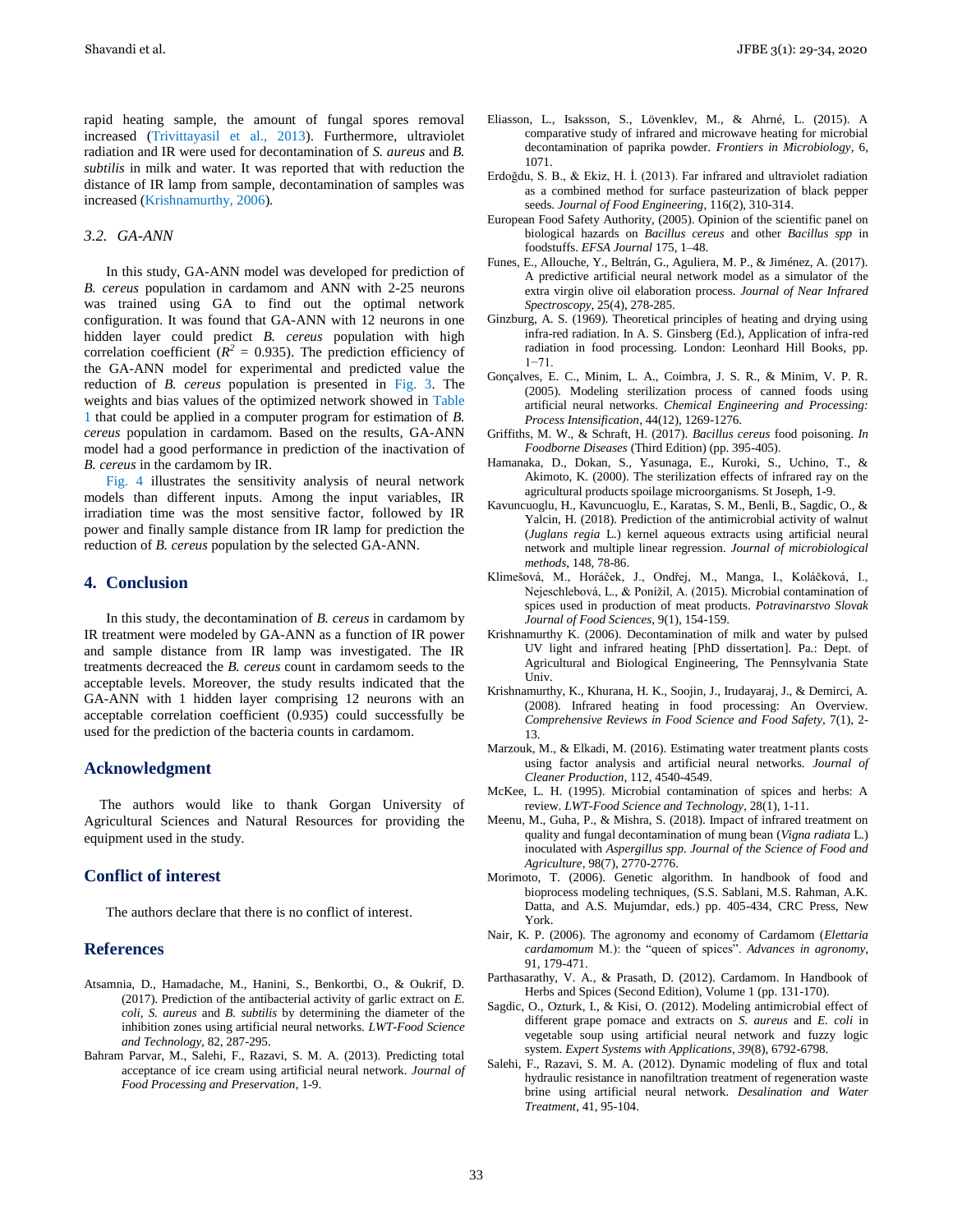rapid heating sample, the amount of fungal spores removal increased (Trivittayasil et al., 2013). Furthermore, ultraviolet radiation and IR were used for decontamination of *S. aureus* and *B. subtilis* in milk and water. It was reported that with reduction the distance of IR lamp from sample, decontamination of samples was increased (Krishnamurthy, 2006).

### 3.2. GA-ANN

In this study, GA-ANN model was developed for prediction of *B. cereus* population in cardamom and ANN with 2-25 neurons was trained using GA to find out the optimal network configuration. It was found that GA-ANN with 12 neurons in one hidden layer could predict *B. cereus* population with high correlation coefficient ($R^2$ = 0.935). The prediction efficiency of the GA-ANN model for experimental and predicted value the reduction of *B. cereus* population is presented in Fig. 3. The weights and bias values of the optimized network showed in Table 1 that could be applied in a computer program for estimation of *B. cereus* population in cardamom. Based on the results, GA-ANN model had a good performance in prediction of the inactivation of *B. cereus* in the cardamom by IR.

Fig. 4 illustrates the sensitivity analysis of neural network models than different inputs. Among the input variables, IR irradiation time was the most sensitive factor, followed by IR power and finally sample distance from IR lamp for prediction the reduction of *B. cereus* population by the selected GA-ANN.

## 4. Conclusion

In this study, the decontamination of *B. cereus* in cardamom by IR treatment were modeled by GA-ANN as a function of IR power and sample distance from IR lamp was investigated. The IR treatments decreaced the *B. cereus* count in cardamom seeds to the acceptable levels. Moreover, the study results indicated that the GA-ANN with 1 hidden layer comprising 12 neurons with an acceptable correlation coefficient (0.935) could successfully be used for the prediction of the bacteria counts in cardamom.

## Acknowledgment

The authors would like to thank Gorgan University of Agricultural Sciences and Natural Resources for providing the equipment used in the study.

## Conflict of interest

The authors declare that there is no conflict of interest.

## References

Atsamnia, D., Hamadache, M., Hanini, S., Benkortbi, O., & Oukrif, D. (2017). Prediction of the antibacterial activity of garlic extract on *E. coli, S. aureus* and *B. subtilis* by determining the diameter of the inhibition zones using artificial neural networks. *LWT-Food Science and Technology*, 82, 287-295.

Bahram Parvar, M., Salehi, F., Razavi, S. M. A. (2013). Predicting total acceptance of ice cream using artificial neural network. *Journal of Food Processing and Preservation*, 1-9.

Eliasson, L., Isaksson, S., Lövenklev, M., & Ahrné, L. (2015). A comparative study of infrared and microwave heating for microbial decontamination of paprika powder. *Frontiers in Microbiology*, 6, 1071.

Erdoğdu, S. B., & Ekiz, H. İ. (2013). Far infrared and ultraviolet radiation as a combined method for surface pasteurization of black pepper seeds. *Journal of Food Engineering*, 116(2), 310-314.

European Food Safety Authority, (2005). Opinion of the scientific panel on biological hazards on *Bacillus cereus* and other *Bacillus spp* in foodstuffs. *EFSA Journal* 175, 1–48.

Funes, E., Allouche, Y., Beltrán, G., Aguliera, M. P., & Jiménez, A. (2017). A predictive artificial neural network model as a simulator of the extra virgin olive oil elaboration process. *Journal of Near Infrared Spectroscopy*, 25(4), 278-285.

Ginzburg, A. S. (1969). Theoretical principles of heating and drying using infra-red radiation. In A. S. Ginsberg (Ed.), Application of infra-red radiation in food processing. London: Leonhard Hill Books, pp. 1−71.

Gonçalves, E. C., Minim, L. A., Coimbra, J. S. R., & Minim, V. P. R. (2005). Modeling sterilization process of canned foods using artificial neural networks. *Chemical Engineering and Processing: Process Intensification*, 44(12), 1269-1276.

Griffiths, M. W., & Schraft, H. (2017). *Bacillus cereus* food poisoning. *In Foodborne Diseases* (Third Edition) (pp. 395-405).

Hamanaka, D., Dokan, S., Yasunaga, E., Kuroki, S., Uchino, T., & Akimoto, K. (2000). The sterilization effects of infrared ray on the agricultural products spoilage microorganisms. St Joseph, 1-9.

Kavuncuoglu, H., Kavuncuoglu, E., Karatas, S. M., Benli, B., Sagdic, O., & Yalcin, H. (2018). Prediction of the antimicrobial activity of walnut (*Juglans regia* L.) kernel aqueous extracts using artificial neural network and multiple linear regression. *Journal of microbiological methods*, 148, 78-86.

Klimešová, M., Horáček, J., Ondřej, M., Manga, I., Koláčková, I., Nejeschlebová, L., & Ponížil, A. (2015). Microbial contamination of spices used in production of meat products. *Potravinarstvo Slovak Journal of Food Sciences*, 9(1), 154-159.

Krishnamurthy K. (2006). Decontamination of milk and water by pulsed UV light and infrared heating [PhD dissertation]. Pa.: Dept. of Agricultural and Biological Engineering, The Pennsylvania State Univ.

Krishnamurthy, K., Khurana, H. K., Soojin, J., Irudayaraj, J., & Demirci, A. (2008). Infrared heating in food processing: An Overview. *Comprehensive Reviews in Food Science and Food Safety*, 7(1), 2-13.

Marzouk, M., & Elkadi, M. (2016). Estimating water treatment plants costs using factor analysis and artificial neural networks. *Journal of Cleaner Production*, 112, 4540-4549.

McKee, L. H. (1995). Microbial contamination of spices and herbs: A review. *LWT-Food Science and Technology*, 28(1), 1-11.

Meenu, M., Guha, P., & Mishra, S. (2018). Impact of infrared treatment on quality and fungal decontamination of mung bean (*Vigna radiata* L.) inoculated with *Aspergillus spp*. *Journal of the Science of Food and Agriculture*, 98(7), 2770-2776.

Morimoto, T. (2006). Genetic algorithm. In handbook of food and bioprocess modeling techniques, (S.S. Sablani, M.S. Rahman, A.K. Datta, and A.S. Mujumdar, eds.) pp. 405-434, CRC Press, New York.

Nair, K. P. (2006). The agronomy and economy of Cardamom (*Elettaria cardamomum* M.): the "queen of spices". *Advances in agronomy*, 91, 179-471.

Parthasarathy, V. A., & Prasath, D. (2012). Cardamom. In Handbook of Herbs and Spices (Second Edition), Volume 1 (pp. 131-170).

Sagdic, O., Ozturk, I., & Kisi, O. (2012). Modeling antimicrobial effect of different grape pomace and extracts on *S. aureus* and *E. coli* in vegetable soup using artificial neural network and fuzzy logic system. *Expert Systems with Applications*, *39*(8), 6792-6798.

Salehi, F., Razavi, S. M. A. (2012). Dynamic modeling of flux and total hydraulic resistance in nanofiltration treatment of regeneration waste brine using artificial neural network. *Desalination and Water Treatment*, 41, 95-104.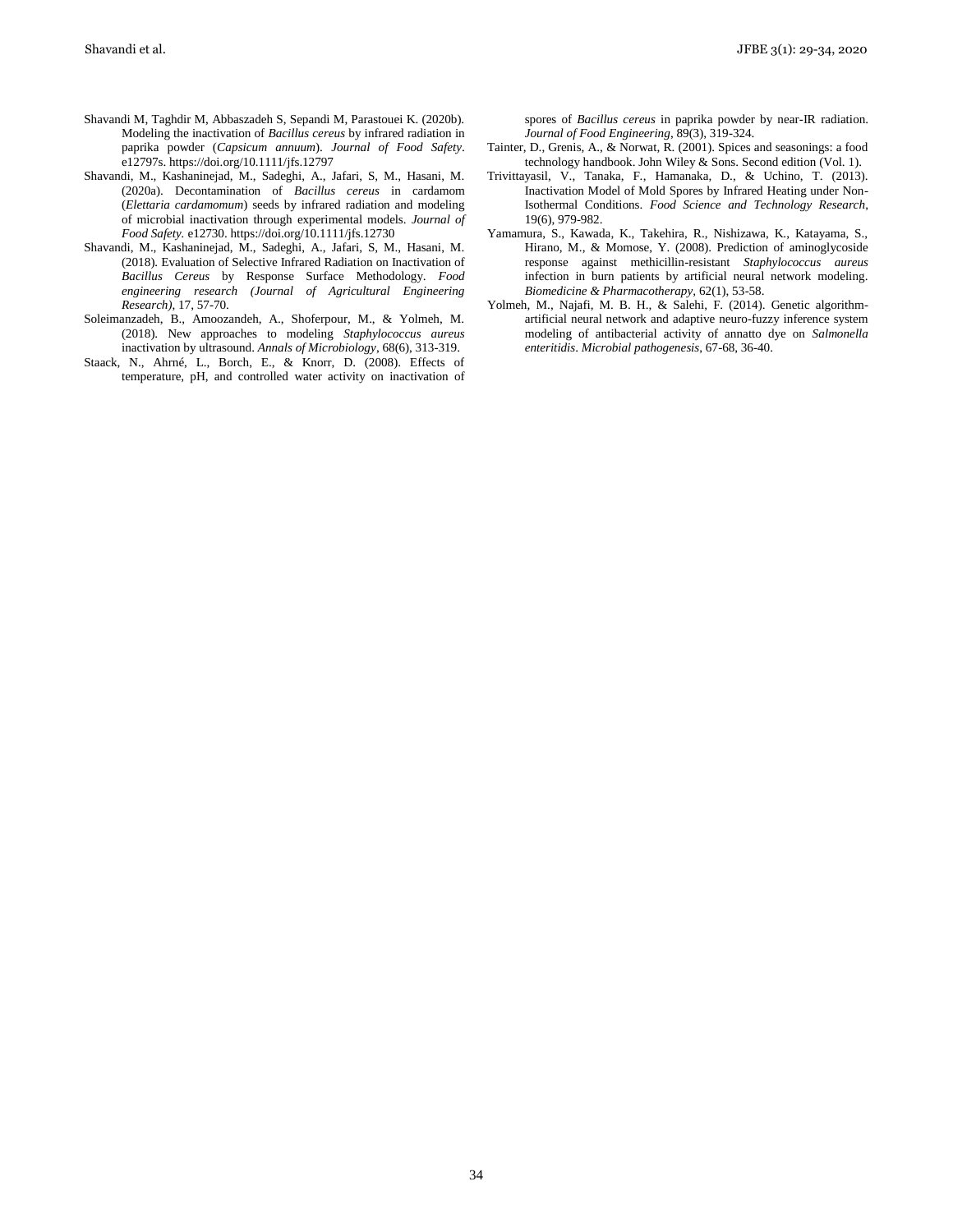Shavandi M, Taghdir M, Abbaszadeh S, Sepandi M, Parastouei K. (2020b). Modeling the inactivation of *Bacillus cereus* by infrared radiation in paprika powder (*Capsicum annuum*). *Journal of Food Safety*. e12797s. https://doi.org/10.1111/jfs.12797

Shavandi, M., Kashaninejad, M., Sadeghi, A., Jafari, S, M., Hasani, M. (2020a). Decontamination of *Bacillus cereus* in cardamom (*Elettaria cardamomum*) seeds by infrared radiation and modeling of microbial inactivation through experimental models. *Journal of Food Safety*. e12730. https://doi.org/10.1111/jfs.12730

Shavandi, M., Kashaninejad, M., Sadeghi, A., Jafari, S, M., Hasani, M. (2018). Evaluation of Selective Infrared Radiation on Inactivation of *Bacillus Cereus* by Response Surface Methodology. *Food engineering research (Journal of Agricultural Engineering Research)*, 17, 57-70.

Soleimanzadeh, B., Amoozandeh, A., Shoferpour, M., & Yolmeh, M. (2018). New approaches to modeling *Staphylococcus aureus* inactivation by ultrasound. *Annals of Microbiology*, 68(6), 313-319.

Staack, N., Ahrné, L., Borch, E., & Knorr, D. (2008). Effects of temperature, pH, and controlled water activity on inactivation of spores of *Bacillus cereus* in paprika powder by near-IR radiation. *Journal of Food Engineering*, 89(3), 319-324.

Tainter, D., Grenis, A., & Norwat, R. (2001). Spices and seasonings: a food technology handbook. John Wiley & Sons. Second edition (Vol. 1).

Trivittayasil, V., Tanaka, F., Hamanaka, D., & Uchino, T. (2013). Inactivation Model of Mold Spores by Infrared Heating under Non-Isothermal Conditions. *Food Science and Technology Research*, 19(6), 979-982.

Yamamura, S., Kawada, K., Takehira, R., Nishizawa, K., Katayama, S., Hirano, M., & Momose, Y. (2008). Prediction of aminoglycoside response against methicillin-resistant *Staphylococcus aureus* infection in burn patients by artificial neural network modeling. *Biomedicine & Pharmacotherapy*, 62(1), 53-58.

Yolmeh, M., Najafi, M. B. H., & Salehi, F. (2014). Genetic algorithm-artificial neural network and adaptive neuro-fuzzy inference system modeling of antibacterial activity of annatto dye on *Salmonella enteritidis*. *Microbial pathogenesis*, 67-68, 36-40.